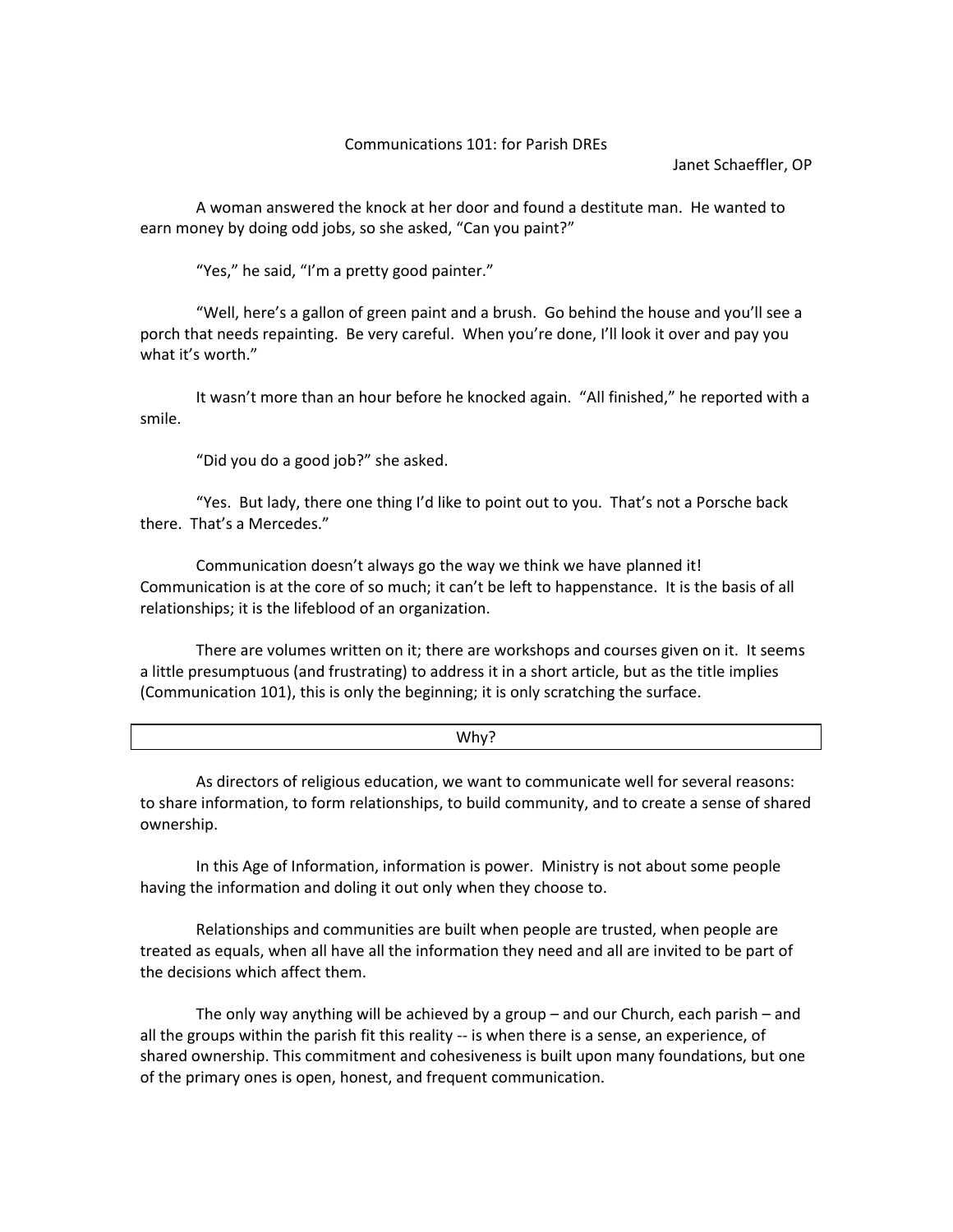# Communications 101: for Parish DREs

Janet Schaeffler, OP

A woman answered the knock at her door and found a destitute man. He wanted to earn money by doing odd jobs, so she asked, "Can you paint?"

"Yes," he said, "I'm a pretty good painter."

"Well, here's a gallon of green paint and a brush. Go behind the house and you'll see a porch that needs repainting. Be very careful. When you're done, I'll look it over and pay you what it's worth."

It wasn't more than an hour before he knocked again. "All finished," he reported with a smile.

"Did you do a good job?" she asked.

"Yes. But lady, there one thing I'd like to point out to you. That's not a Porsche back there. That's a Mercedes."

Communication doesn't always go the way we think we have planned it! Communication is at the core of so much; it can't be left to happenstance. It is the basis of all relationships; it is the lifeblood of an organization.

There are volumes written on it; there are workshops and courses given on it. It seems a little presumptuous (and frustrating) to address it in a short article, but as the title implies (Communication 101), this is only the beginning; it is only scratching the surface.

## Why?

As directors of religious education, we want to communicate well for several reasons: to share information, to form relationships, to build community, and to create a sense of shared ownership.

In this Age of Information, information is power. Ministry is not about some people having the information and doling it out only when they choose to.

Relationships and communities are built when people are trusted, when people are treated as equals, when all have all the information they need and all are invited to be part of the decisions which affect them.

The only way anything will be achieved by a group – and our Church, each parish – and all the groups within the parish fit this reality -- is when there is a sense, an experience, of shared ownership. This commitment and cohesiveness is built upon many foundations, but one of the primary ones is open, honest, and frequent communication.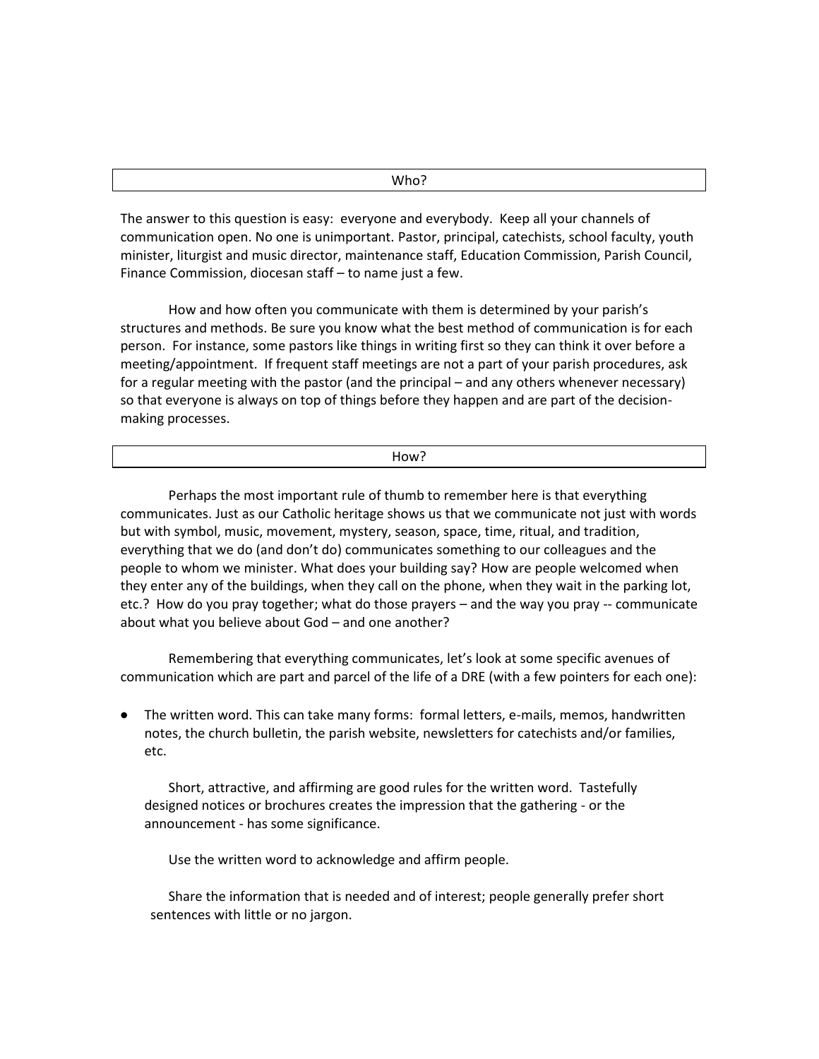## Who?

The answer to this question is easy: everyone and everybody. Keep all your channels of communication open. No one is unimportant. Pastor, principal, catechists, school faculty, youth minister, liturgist and music director, maintenance staff, Education Commission, Parish Council, Finance Commission, diocesan staff – to name just a few.

How and how often you communicate with them is determined by your parish's structures and methods. Be sure you know what the best method of communication is for each person. For instance, some pastors like things in writing first so they can think it over before a meeting/appointment. If frequent staff meetings are not a part of your parish procedures, ask for a regular meeting with the pastor (and the principal – and any others whenever necessary) so that everyone is always on top of things before they happen and are part of the decision-making processes.

## How?

Perhaps the most important rule of thumb to remember here is that everything communicates. Just as our Catholic heritage shows us that we communicate not just with words but with symbol, music, movement, mystery, season, space, time, ritual, and tradition, everything that we do (and don't do) communicates something to our colleagues and the people to whom we minister. What does your building say? How are people welcomed when they enter any of the buildings, when they call on the phone, when they wait in the parking lot, etc.? How do you pray together; what do those prayers – and the way you pray -- communicate about what you believe about God – and one another?

Remembering that everything communicates, let's look at some specific avenues of communication which are part and parcel of the life of a DRE (with a few pointers for each one):

- The written word. This can take many forms: formal letters, e-mails, memos, handwritten notes, the church bulletin, the parish website, newsletters for catechists and/or families, etc.

  Short, attractive, and affirming are good rules for the written word. Tastefully designed notices or brochures creates the impression that the gathering - or the announcement - has some significance.

  Use the written word to acknowledge and affirm people.

  Share the information that is needed and of interest; people generally prefer short sentences with little or no jargon.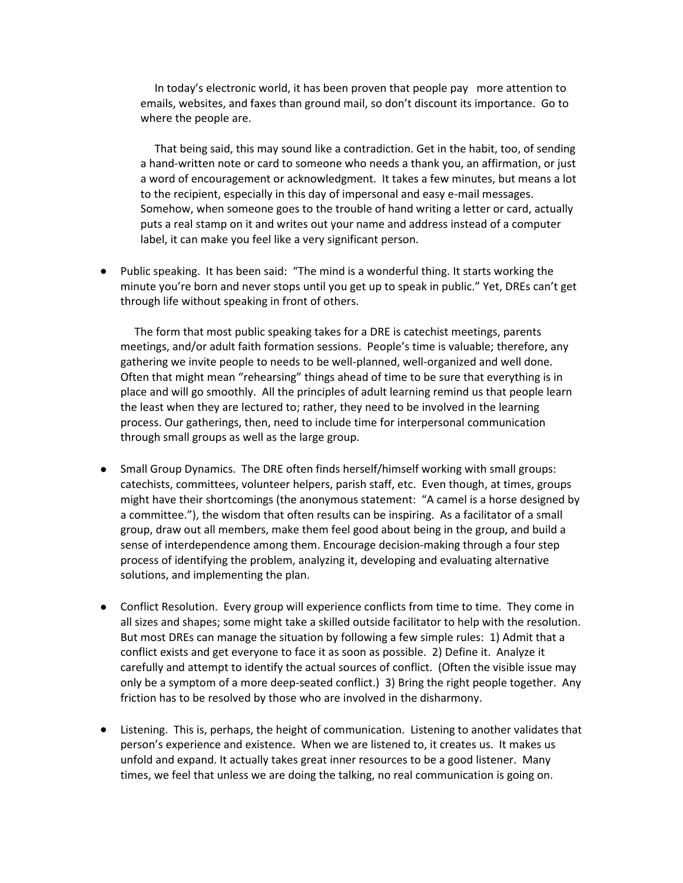In today's electronic world, it has been proven that people pay more attention to emails, websites, and faxes than ground mail, so don't discount its importance. Go to where the people are.

That being said, this may sound like a contradiction. Get in the habit, too, of sending a hand-written note or card to someone who needs a thank you, an affirmation, or just a word of encouragement or acknowledgment. It takes a few minutes, but means a lot to the recipient, especially in this day of impersonal and easy e-mail messages. Somehow, when someone goes to the trouble of hand writing a letter or card, actually puts a real stamp on it and writes out your name and address instead of a computer label, it can make you feel like a very significant person.

- Public speaking. It has been said: "The mind is a wonderful thing. It starts working the minute you're born and never stops until you get up to speak in public." Yet, DREs can't get through life without speaking in front of others.

  The form that most public speaking takes for a DRE is catechist meetings, parents meetings, and/or adult faith formation sessions. People's time is valuable; therefore, any gathering we invite people to needs to be well-planned, well-organized and well done. Often that might mean "rehearsing" things ahead of time to be sure that everything is in place and will go smoothly. All the principles of adult learning remind us that people learn the least when they are lectured to; rather, they need to be involved in the learning process. Our gatherings, then, need to include time for interpersonal communication through small groups as well as the large group.

- Small Group Dynamics. The DRE often finds herself/himself working with small groups: catechists, committees, volunteer helpers, parish staff, etc. Even though, at times, groups might have their shortcomings (the anonymous statement: "A camel is a horse designed by a committee."), the wisdom that often results can be inspiring. As a facilitator of a small group, draw out all members, make them feel good about being in the group, and build a sense of interdependence among them. Encourage decision-making through a four step process of identifying the problem, analyzing it, developing and evaluating alternative solutions, and implementing the plan.

- Conflict Resolution. Every group will experience conflicts from time to time. They come in all sizes and shapes; some might take a skilled outside facilitator to help with the resolution. But most DREs can manage the situation by following a few simple rules: 1) Admit that a conflict exists and get everyone to face it as soon as possible. 2) Define it. Analyze it carefully and attempt to identify the actual sources of conflict. (Often the visible issue may only be a symptom of a more deep-seated conflict.) 3) Bring the right people together. Any friction has to be resolved by those who are involved in the disharmony.

- Listening. This is, perhaps, the height of communication. Listening to another validates that person's experience and existence. When we are listened to, it creates us. It makes us unfold and expand. It actually takes great inner resources to be a good listener. Many times, we feel that unless we are doing the talking, no real communication is going on.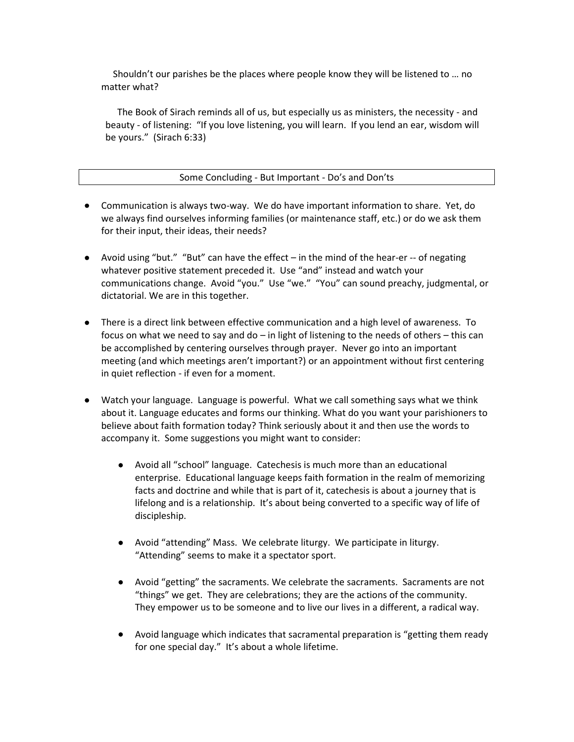Shouldn't our parishes be the places where people know they will be listened to … no matter what?

The Book of Sirach reminds all of us, but especially us as ministers, the necessity - and beauty - of listening: "If you love listening, you will learn. If you lend an ear, wisdom will be yours." (Sirach 6:33)

## Some Concluding - But Important - Do's and Don'ts

- Communication is always two-way. We do have important information to share. Yet, do we always find ourselves informing families (or maintenance staff, etc.) or do we ask them for their input, their ideas, their needs?
- Avoid using "but." "But" can have the effect – in the mind of the hear-er -- of negating whatever positive statement preceded it. Use "and" instead and watch your communications change. Avoid "you." Use "we." "You" can sound preachy, judgmental, or dictatorial. We are in this together.
- There is a direct link between effective communication and a high level of awareness. To focus on what we need to say and do – in light of listening to the needs of others – this can be accomplished by centering ourselves through prayer. Never go into an important meeting (and which meetings aren't important?) or an appointment without first centering in quiet reflection - if even for a moment.
- Watch your language. Language is powerful. What we call something says what we think about it. Language educates and forms our thinking. What do you want your parishioners to believe about faith formation today? Think seriously about it and then use the words to accompany it. Some suggestions you might want to consider:
    - Avoid all "school" language. Catechesis is much more than an educational enterprise. Educational language keeps faith formation in the realm of memorizing facts and doctrine and while that is part of it, catechesis is about a journey that is lifelong and is a relationship. It's about being converted to a specific way of life of discipleship.
    - Avoid "attending" Mass. We celebrate liturgy. We participate in liturgy. "Attending" seems to make it a spectator sport.
    - Avoid "getting" the sacraments. We celebrate the sacraments. Sacraments are not "things" we get. They are celebrations; they are the actions of the community. They empower us to be someone and to live our lives in a different, a radical way.
    - Avoid language which indicates that sacramental preparation is "getting them ready for one special day." It's about a whole lifetime.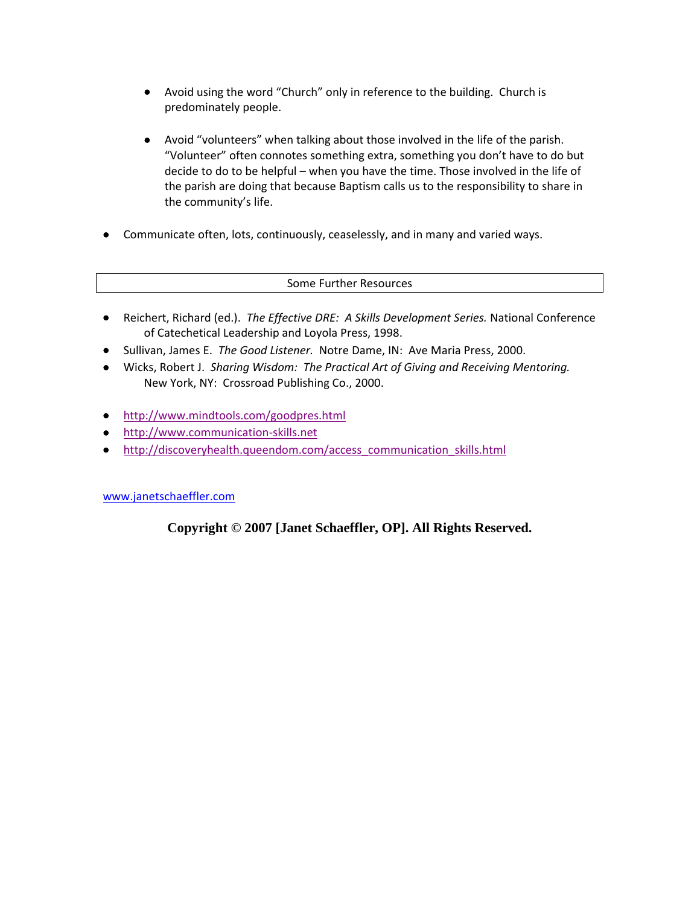- Avoid using the word "Church" only in reference to the building. Church is predominately people.

  - Avoid "volunteers" when talking about those involved in the life of the parish. "Volunteer" often connotes something extra, something you don't have to do but decide to do to be helpful – when you have the time. Those involved in the life of the parish are doing that because Baptism calls us to the responsibility to share in the community's life.

- Communicate often, lots, continuously, ceaselessly, and in many and varied ways.

## Some Further Resources

- Reichert, Richard (ed.). *The Effective DRE: A Skills Development Series.* National Conference of Catechetical Leadership and Loyola Press, 1998.
- Sullivan, James E. *The Good Listener.* Notre Dame, IN: Ave Maria Press, 2000.
- Wicks, Robert J. *Sharing Wisdom: The Practical Art of Giving and Receiving Mentoring.* New York, NY: Crossroad Publishing Co., 2000.

- http://www.mindtools.com/goodpres.html
- http://www.communication-skills.net
- http://discoveryhealth.queendom.com/access_communication_skills.html

www.janetschaeffler.com

**Copyright © 2007 [Janet Schaeffler, OP]. All Rights Reserved.**